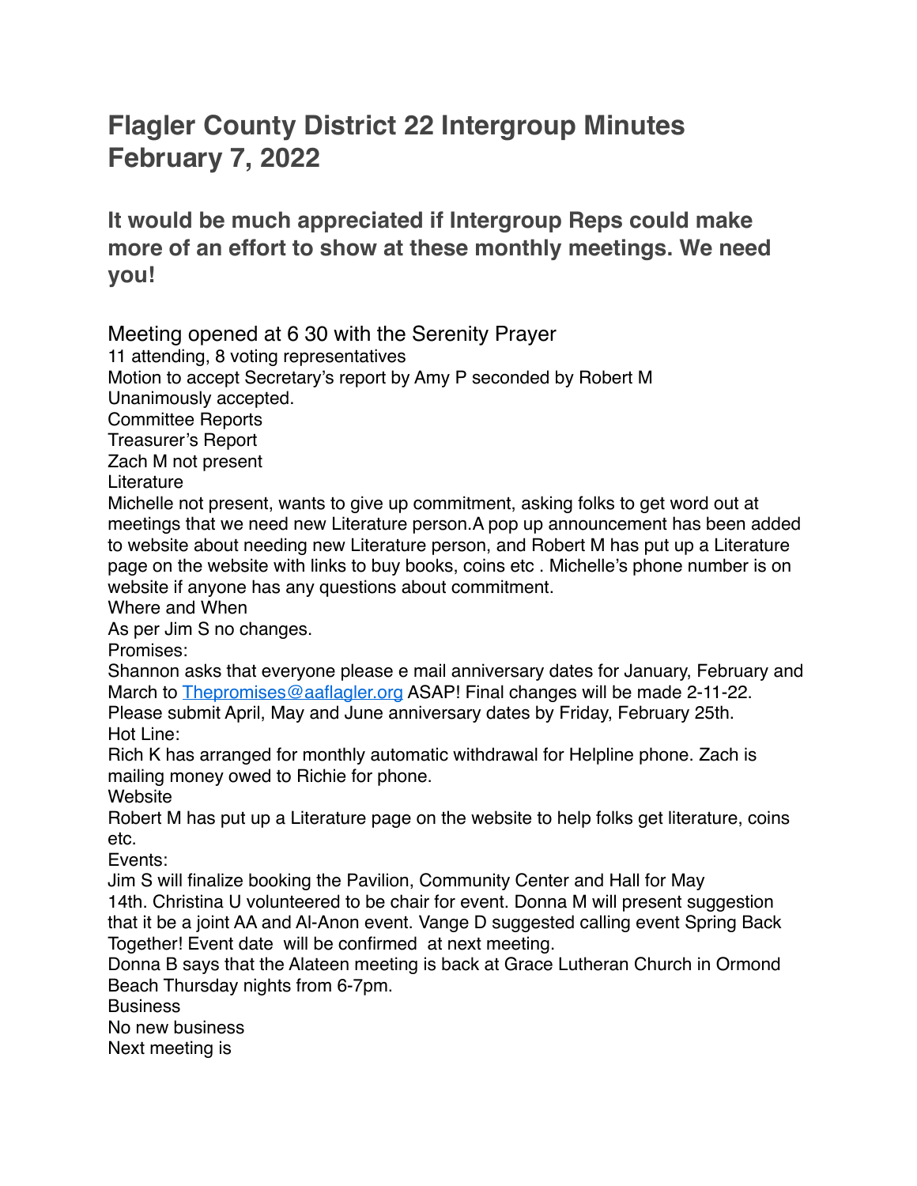# Flagler County District 22 Intergroup Minutes February 7, 2022

## It would be much appreciated if Intergroup Reps could make more of an effort to show at these monthly meetings. We need you!

Meeting opened at 6 30 with the Serenity Prayer
11 attending, 8 voting representatives
Motion to accept Secretary's report by Amy P seconded by Robert M
Unanimously accepted.
Committee Reports
Treasurer's Report
Zach M not present
Literature
Michelle not present, wants to give up commitment, asking folks to get word out at meetings that we need new Literature person.A pop up announcement has been added to website about needing new Literature person, and Robert M has put up a Literature page on the website with links to buy books, coins etc . Michelle's phone number is on website if anyone has any questions about commitment.
Where and When
As per Jim S no changes.
Promises:
Shannon asks that everyone please e mail anniversary dates for January, February and March to Thepromises@aaflagler.org ASAP! Final changes will be made 2-11-22.
Please submit April, May and June anniversary dates by Friday, February 25th.
Hot Line:
Rich K has arranged for monthly automatic withdrawal for Helpline phone. Zach is mailing money owed to Richie for phone.
Website
Robert M has put up a Literature page on the website to help folks get literature, coins etc.
Events:
Jim S will finalize booking the Pavilion, Community Center and Hall for May 14th. Christina U volunteered to be chair for event. Donna M will present suggestion that it be a joint AA and Al-Anon event. Vange D suggested calling event Spring Back Together! Event date will be confirmed at next meeting.
Donna B says that the Alateen meeting is back at Grace Lutheran Church in Ormond Beach Thursday nights from 6-7pm.
Business
No new business
Next meeting is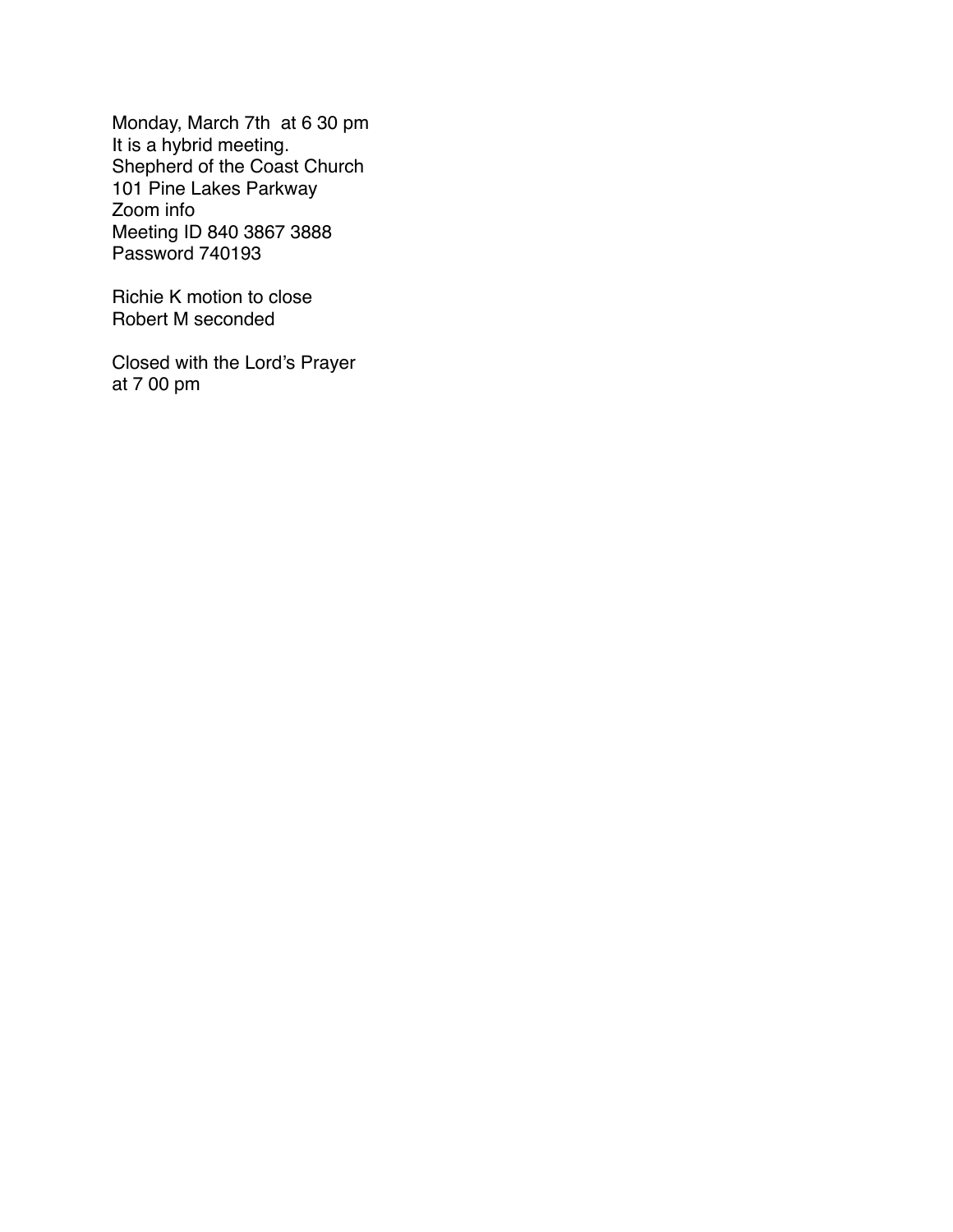Monday, March 7th at 6 30 pm
It is a hybrid meeting.
Shepherd of the Coast Church
101 Pine Lakes Parkway
Zoom info
Meeting ID 840 3867 3888
Password 740193

Richie K motion to close
Robert M seconded

Closed with the Lord's Prayer
at 7 00 pm